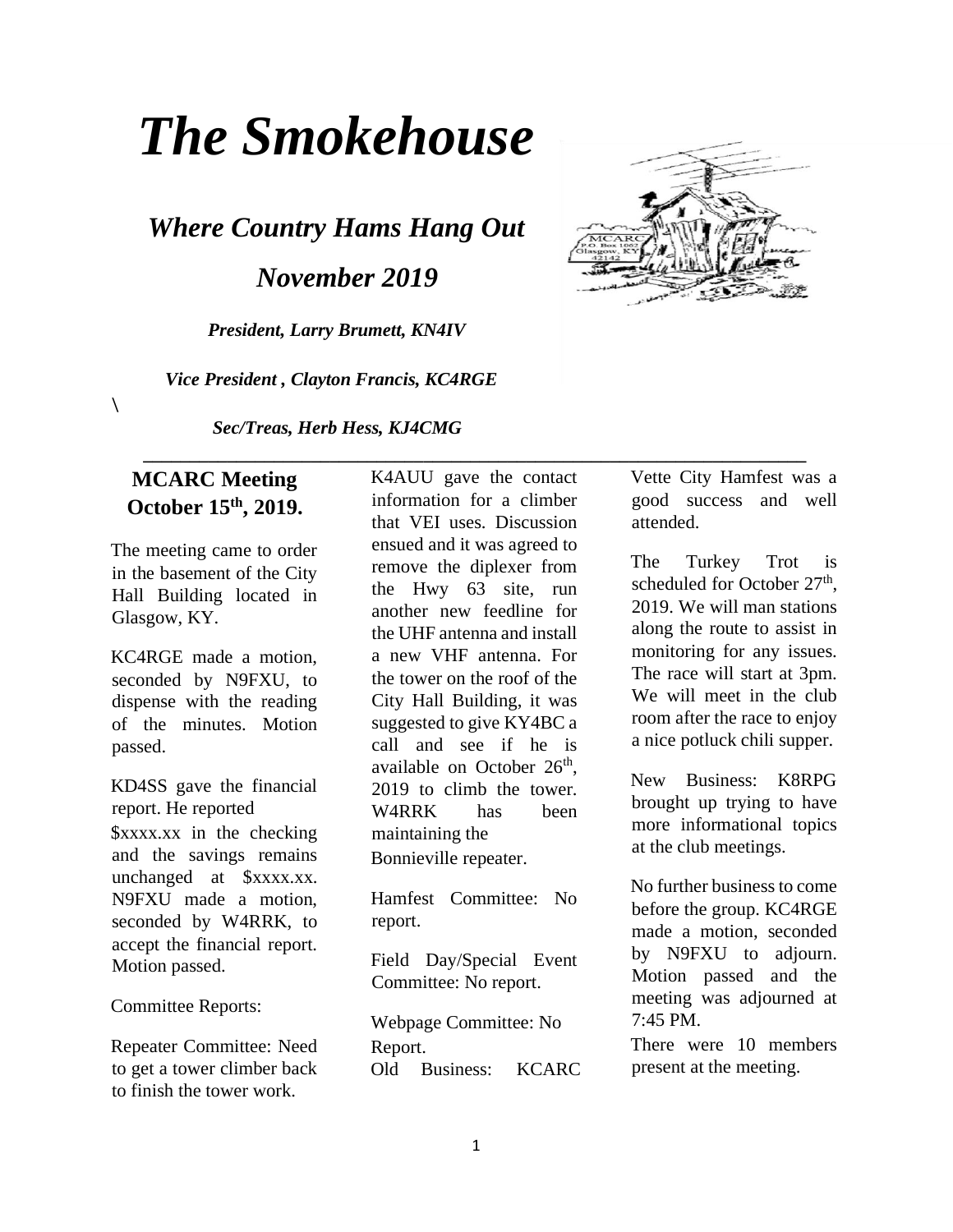# *The Smokehouse*

## *Where Country Hams Hang Out*

## *November 2019*

***President, Larry Brumett, KN4IV***

***Vice President , Clayton Francis, KC4RGE***

\

***Sec/Treas, Herb Hess, KJ4CMG***

---

### MCARC Meeting October 15th, 2019.

The meeting came to order in the basement of the City Hall Building located in Glasgow, KY.

KC4RGE made a motion, seconded by N9FXU, to dispense with the reading of the minutes. Motion passed.

KD4SS gave the financial report. He reported $xxxx.xx in the checking and the savings remains unchanged at $xxxx.xx. N9FXU made a motion, seconded by W4RRK, to accept the financial report. Motion passed.

Committee Reports:

Repeater Committee: Need to get a tower climber back to finish the tower work. K4AUU gave the contact information for a climber that VEI uses. Discussion ensued and it was agreed to remove the diplexer from the Hwy 63 site, run another new feedline for the UHF antenna and install a new VHF antenna. For the tower on the roof of the City Hall Building, it was suggested to give KY4BC a call and see if he is available on October 26th, 2019 to climb the tower. W4RRK has been maintaining the Bonnieville repeater.

Hamfest Committee: No report.

Field Day/Special Event Committee: No report.

Webpage Committee: No Report.

Old Business: KCARC Vette City Hamfest was a good success and well attended.

The Turkey Trot is scheduled for October 27th, 2019. We will man stations along the route to assist in monitoring for any issues. The race will start at 3pm. We will meet in the club room after the race to enjoy a nice potluck chili supper.

New Business: K8RPG brought up trying to have more informational topics at the club meetings.

No further business to come before the group. KC4RGE made a motion, seconded by N9FXU to adjourn. Motion passed and the meeting was adjourned at 7:45 PM.

There were 10 members present at the meeting.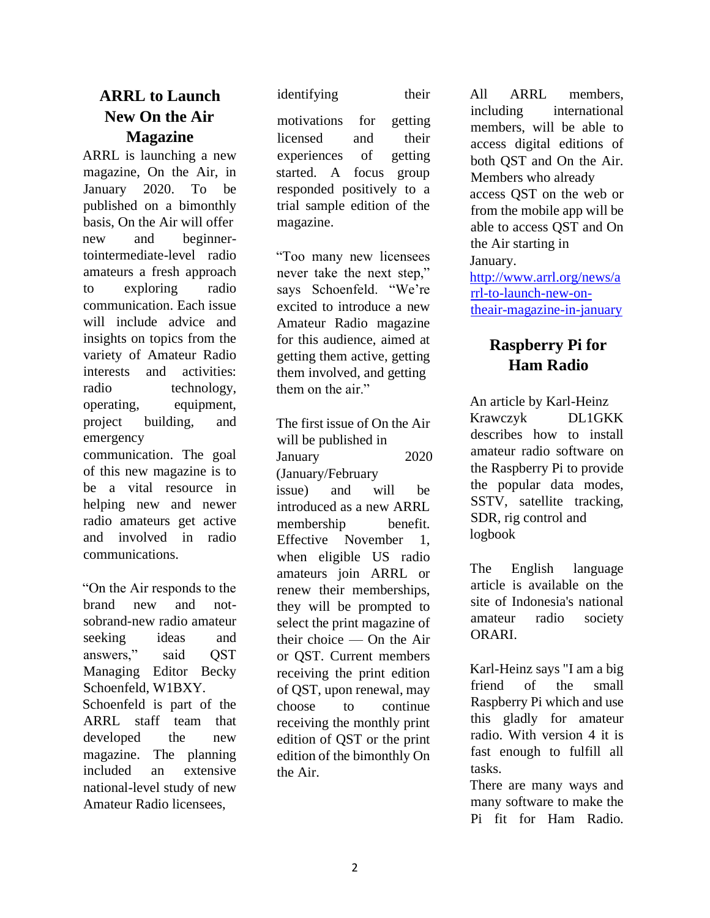## ARRL to Launch New On the Air Magazine

ARRL is launching a new magazine, On the Air, in January 2020. To be published on a bimonthly basis, On the Air will offer new and beginner-tointermediate-level radio amateurs a fresh approach to exploring radio communication. Each issue will include advice and insights on topics from the variety of Amateur Radio interests and activities: radio technology, operating, equipment, project building, and emergency communication. The goal of this new magazine is to be a vital resource in helping new and newer radio amateurs get active and involved in radio communications.

"On the Air responds to the brand new and not-sobrand-new radio amateur seeking ideas and answers," said QST Managing Editor Becky Schoenfeld, W1BXY. Schoenfeld is part of the ARRL staff team that developed the new magazine. The planning included an extensive national-level study of new Amateur Radio licensees, identifying their motivations for getting licensed and their experiences of getting started. A focus group responded positively to a trial sample edition of the magazine.

"Too many new licensees never take the next step," says Schoenfeld. "We're excited to introduce a new Amateur Radio magazine for this audience, aimed at getting them active, getting them involved, and getting them on the air."

The first issue of On the Air will be published in January 2020 (January/February issue) and will be introduced as a new ARRL membership benefit. Effective November 1, when eligible US radio amateurs join ARRL or renew their memberships, they will be prompted to select the print magazine of their choice — On the Air or QST. Current members receiving the print edition of QST, upon renewal, may choose to continue receiving the monthly print edition of QST or the print edition of the bimonthly On the Air.

All ARRL members, including international members, will be able to access digital editions of both QST and On the Air. Members who already access QST on the web or from the mobile app will be able to access QST and On the Air starting in January.

[http://www.arrl.org/news/arrl-to-launch-new-on-theair-magazine-in-january](http://www.arrl.org/news/arrl-to-launch-new-on-theair-magazine-in-january)

## Raspberry Pi for Ham Radio

An article by Karl-Heinz Krawczyk DL1GKK describes how to install amateur radio software on the Raspberry Pi to provide the popular data modes, SSTV, satellite tracking, SDR, rig control and logbook

The English language article is available on the site of Indonesia's national amateur radio society ORARI.

Karl-Heinz says "I am a big friend of the small Raspberry Pi which and use this gladly for amateur radio. With version 4 it is fast enough to fulfill all tasks.

There are many ways and many software to make the Pi fit for Ham Radio.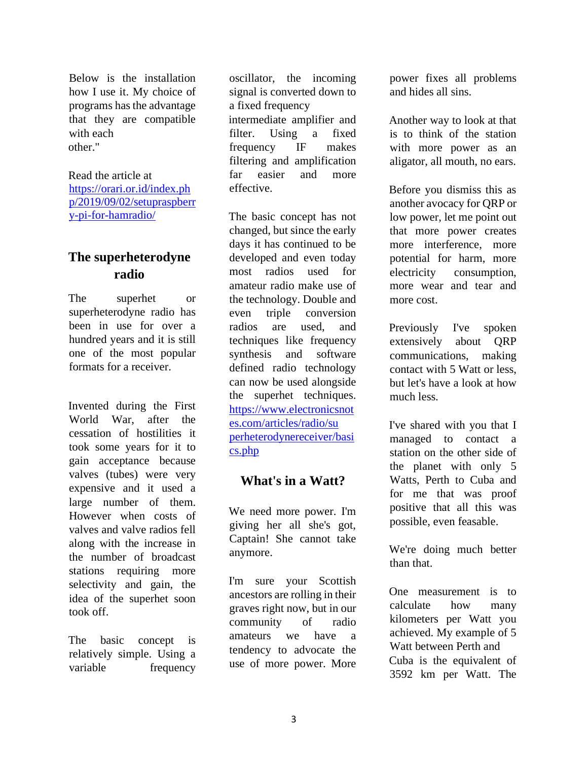Below is the installation how I use it. My choice of programs has the advantage that they are compatible with each other."

Read the article at [https://orari.or.id/index.php/2019/09/02/setupraspberry-pi-for-hamradio/](https://orari.or.id/index.php/2019/09/02/setupraspberry-pi-for-hamradio/)

## The superheterodyne radio

The superhet or superheterodyne radio has been in use for over a hundred years and it is still one of the most popular formats for a receiver.

Invented during the First World War, after the cessation of hostilities it took some years for it to gain acceptance because valves (tubes) were very expensive and it used a large number of them. However when costs of valves and valve radios fell along with the increase in the number of broadcast stations requiring more selectivity and gain, the idea of the superhet soon took off.

The basic concept is relatively simple. Using a variable frequency oscillator, the incoming signal is converted down to a fixed frequency intermediate amplifier and filter. Using a fixed frequency IF makes filtering and amplification far easier and more effective.

The basic concept has not changed, but since the early days it has continued to be developed and even today most radios used for amateur radio make use of the technology. Double and even triple conversion radios are used, and techniques like frequency synthesis and software defined radio technology can now be used alongside the superhet techniques. [https://www.electronicsnotes.com/articles/radio/superheterodynereceiver/basics.php](https://www.electronicsnotes.com/articles/radio/superheterodynereceiver/basics.php)

## What's in a Watt?

We need more power. I'm giving her all she's got, Captain! She cannot take anymore.

I'm sure your Scottish ancestors are rolling in their graves right now, but in our community of radio amateurs we have a tendency to advocate the use of more power. More power fixes all problems and hides all sins.

Another way to look at that is to think of the station with more power as an aligator, all mouth, no ears.

Before you dismiss this as another avocacy for QRP or low power, let me point out that more power creates more interference, more potential for harm, more electricity consumption, more wear and tear and more cost.

Previously I've spoken extensively about QRP communications, making contact with 5 Watt or less, but let's have a look at how much less.

I've shared with you that I managed to contact a station on the other side of the planet with only 5 Watts, Perth to Cuba and for me that was proof positive that all this was possible, even feasable.

We're doing much better than that.

One measurement is to calculate how many kilometers per Watt you achieved. My example of 5 Watt between Perth and Cuba is the equivalent of 3592 km per Watt. The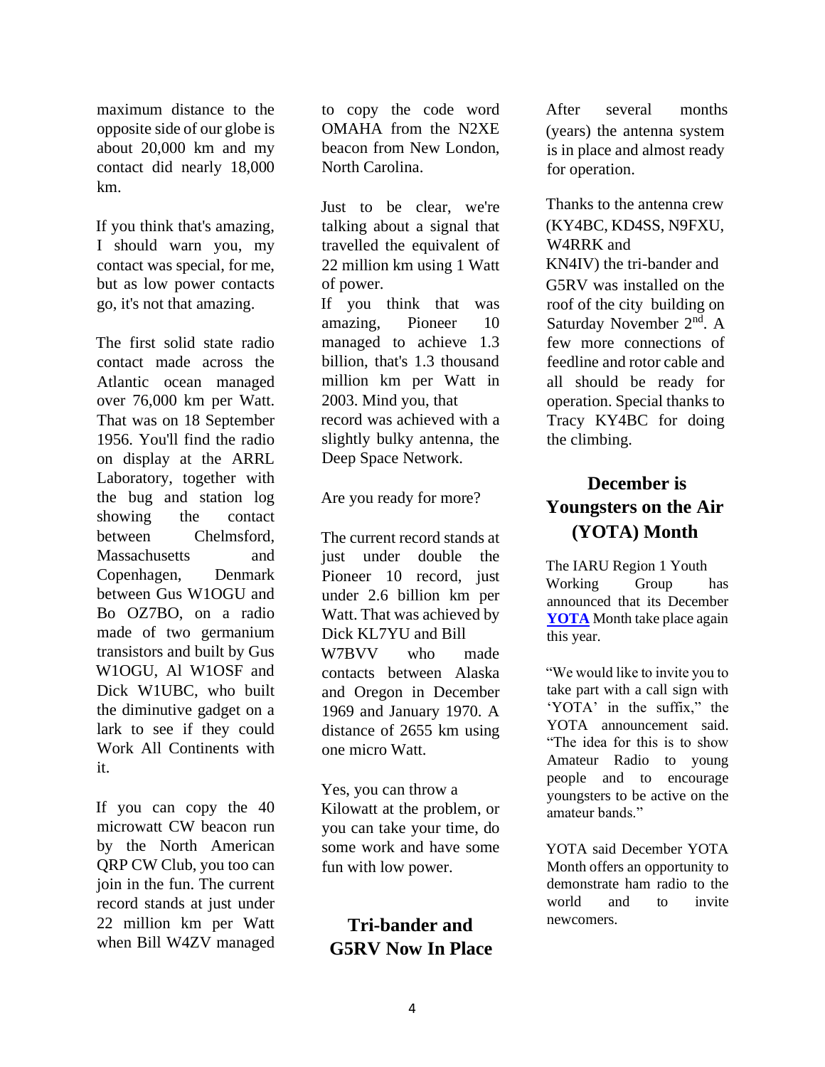maximum distance to the opposite side of our globe is about 20,000 km and my contact did nearly 18,000 km.

If you think that's amazing, I should warn you, my contact was special, for me, but as low power contacts go, it's not that amazing.

The first solid state radio contact made across the Atlantic ocean managed over 76,000 km per Watt. That was on 18 September 1956. You'll find the radio on display at the ARRL Laboratory, together with the bug and station log showing the contact between Chelmsford, Massachusetts and Copenhagen, Denmark between Gus W1OGU and Bo OZ7BO, on a radio made of two germanium transistors and built by Gus W1OGU, Al W1OSF and Dick W1UBC, who built the diminutive gadget on a lark to see if they could Work All Continents with it.

If you can copy the 40 microwatt CW beacon run by the North American QRP CW Club, you too can join in the fun. The current record stands at just under 22 million km per Watt when Bill W4ZV managed to copy the code word OMAHA from the N2XE beacon from New London, North Carolina.

Just to be clear, we're talking about a signal that travelled the equivalent of 22 million km using 1 Watt of power.

If you think that was amazing, Pioneer 10 managed to achieve 1.3 billion, that's 1.3 thousand million km per Watt in 2003. Mind you, that record was achieved with a slightly bulky antenna, the Deep Space Network.

Are you ready for more?

The current record stands at just under double the Pioneer 10 record, just under 2.6 billion km per Watt. That was achieved by Dick KL7YU and Bill W7BVV who made contacts between Alaska and Oregon in December 1969 and January 1970. A distance of 2655 km using one micro Watt.

Yes, you can throw a Kilowatt at the problem, or you can take your time, do some work and have some fun with low power.

## Tri-bander and G5RV Now In Place

After several months (years) the antenna system is in place and almost ready for operation.

Thanks to the antenna crew (KY4BC, KD4SS, N9FXU, W4RRK and KN4IV) the tri-bander and G5RV was installed on the roof of the city building on Saturday November 2nd. A few more connections of feedline and rotor cable and all should be ready for operation. Special thanks to Tracy KY4BC for doing the climbing.

## December is Youngsters on the Air (YOTA) Month

The IARU Region 1 Youth Working Group has announced that its December **YOTA** Month take place again this year.

"We would like to invite you to take part with a call sign with 'YOTA' in the suffix," the YOTA announcement said. "The idea for this is to show Amateur Radio to young people and to encourage youngsters to be active on the amateur bands."

YOTA said December YOTA Month offers an opportunity to demonstrate ham radio to the world and to invite newcomers.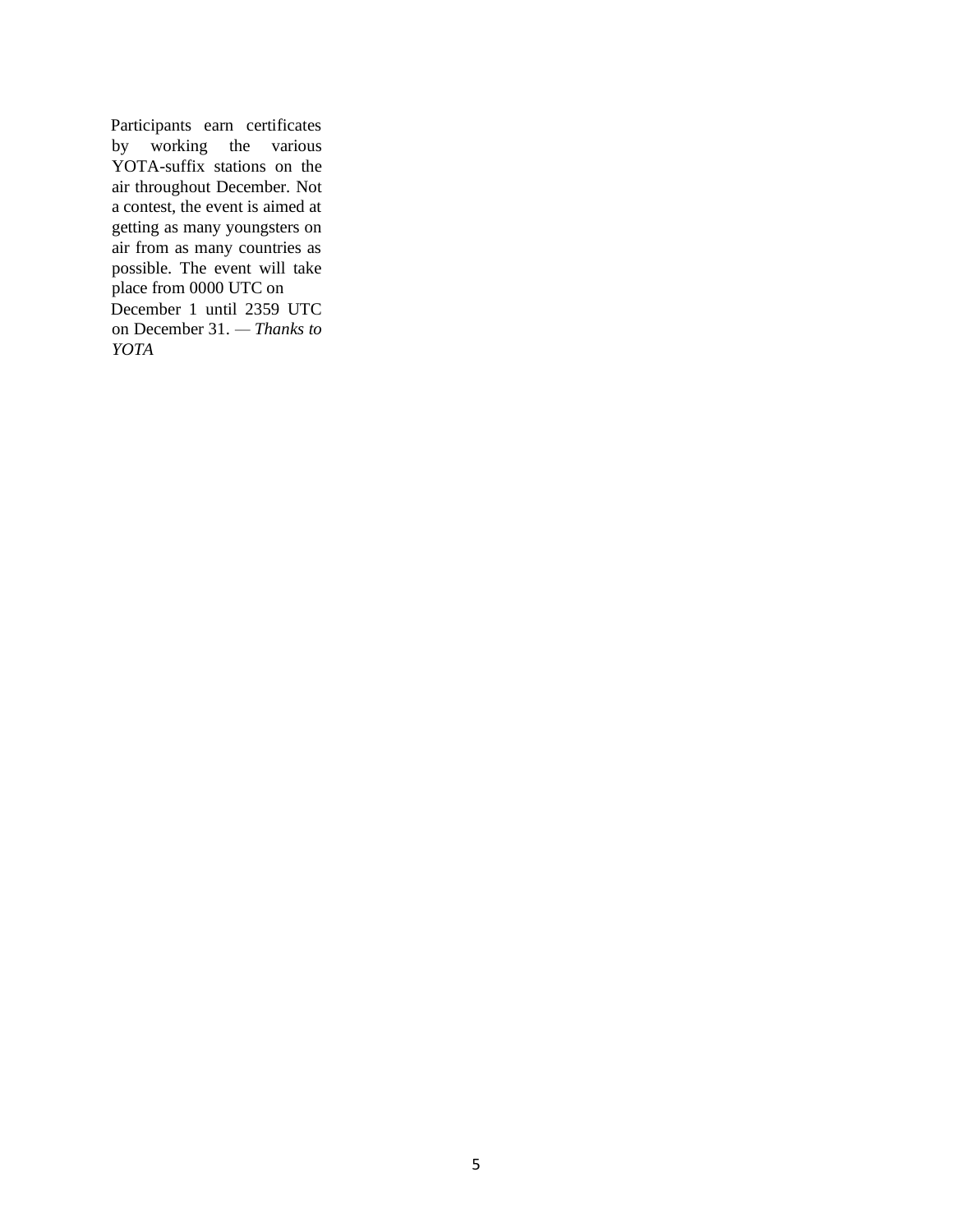Participants earn certificates by working the various YOTA-suffix stations on the air throughout December. Not a contest, the event is aimed at getting as many youngsters on air from as many countries as possible. The event will take place from 0000 UTC on December 1 until 2359 UTC on December 31. — *Thanks to YOTA*